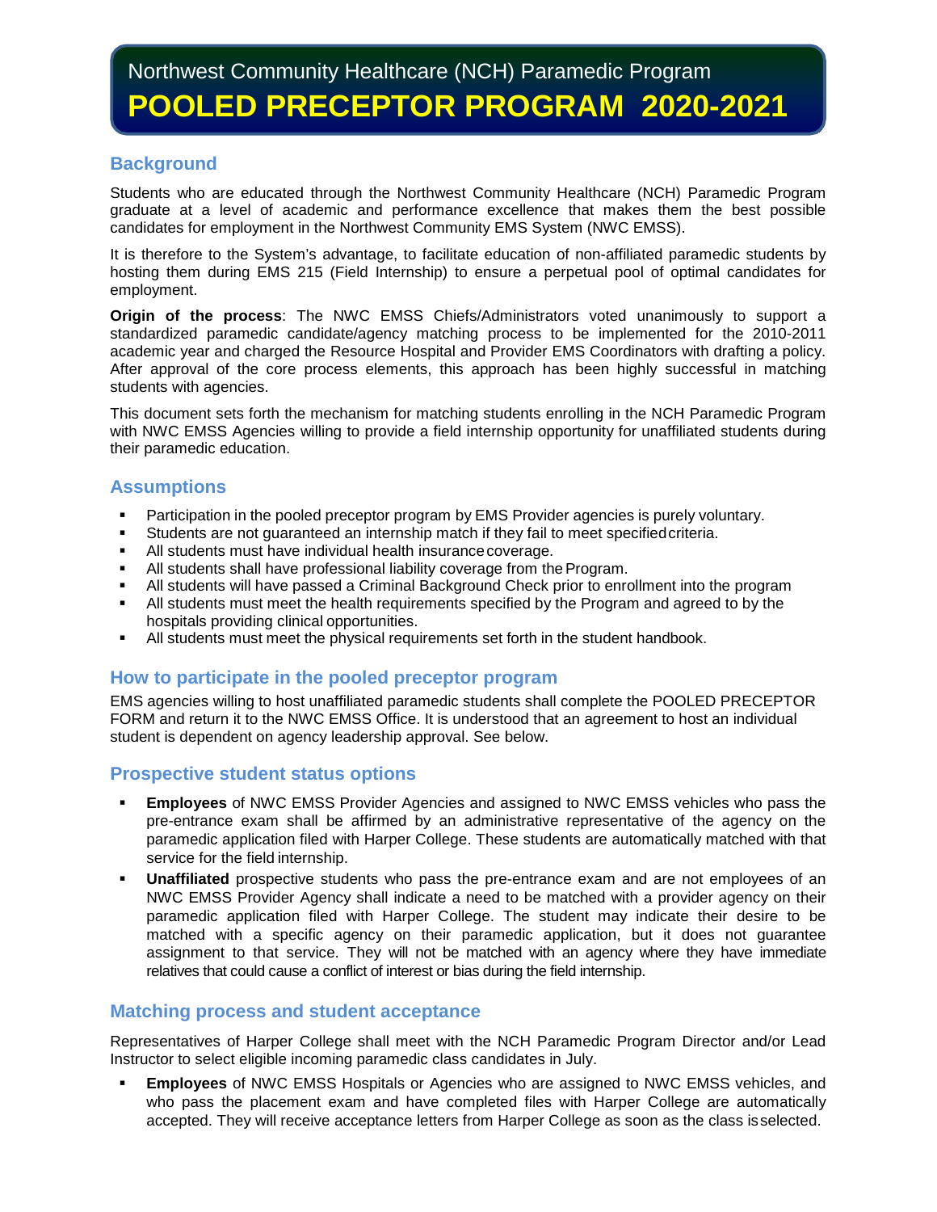# Northwest Community Healthcare (NCH) Paramedic Program

# POOLED PRECEPTOR PROGRAM 2020-2021

## Background

Students who are educated through the Northwest Community Healthcare (NCH) Paramedic Program graduate at a level of academic and performance excellence that makes them the best possible candidates for employment in the Northwest Community EMS System (NWC EMSS).

It is therefore to the System's advantage, to facilitate education of non-affiliated paramedic students by hosting them during EMS 215 (Field Internship) to ensure a perpetual pool of optimal candidates for employment.

**Origin of the process**: The NWC EMSS Chiefs/Administrators voted unanimously to support a standardized paramedic candidate/agency matching process to be implemented for the 2010-2011 academic year and charged the Resource Hospital and Provider EMS Coordinators with drafting a policy. After approval of the core process elements, this approach has been highly successful in matching students with agencies.

This document sets forth the mechanism for matching students enrolling in the NCH Paramedic Program with NWC EMSS Agencies willing to provide a field internship opportunity for unaffiliated students during their paramedic education.

## Assumptions

- Participation in the pooled preceptor program by EMS Provider agencies is purely voluntary.
- Students are not guaranteed an internship match if they fail to meet specified criteria.
- All students must have individual health insurance coverage.
- All students shall have professional liability coverage from the Program.
- All students will have passed a Criminal Background Check prior to enrollment into the program
- All students must meet the health requirements specified by the Program and agreed to by the hospitals providing clinical opportunities.
- All students must meet the physical requirements set forth in the student handbook.

## How to participate in the pooled preceptor program

EMS agencies willing to host unaffiliated paramedic students shall complete the POOLED PRECEPTOR FORM and return it to the NWC EMSS Office. It is understood that an agreement to host an individual student is dependent on agency leadership approval. See below.

## Prospective student status options

- **Employees** of NWC EMSS Provider Agencies and assigned to NWC EMSS vehicles who pass the pre-entrance exam shall be affirmed by an administrative representative of the agency on the paramedic application filed with Harper College. These students are automatically matched with that service for the field internship.
- **Unaffiliated** prospective students who pass the pre-entrance exam and are not employees of an NWC EMSS Provider Agency shall indicate a need to be matched with a provider agency on their paramedic application filed with Harper College. The student may indicate their desire to be matched with a specific agency on their paramedic application, but it does not guarantee assignment to that service. They will not be matched with an agency where they have immediate relatives that could cause a conflict of interest or bias during the field internship.

## Matching process and student acceptance

Representatives of Harper College shall meet with the NCH Paramedic Program Director and/or Lead Instructor to select eligible incoming paramedic class candidates in July.

- **Employees** of NWC EMSS Hospitals or Agencies who are assigned to NWC EMSS vehicles, and who pass the placement exam and have completed files with Harper College are automatically accepted. They will receive acceptance letters from Harper College as soon as the class is selected.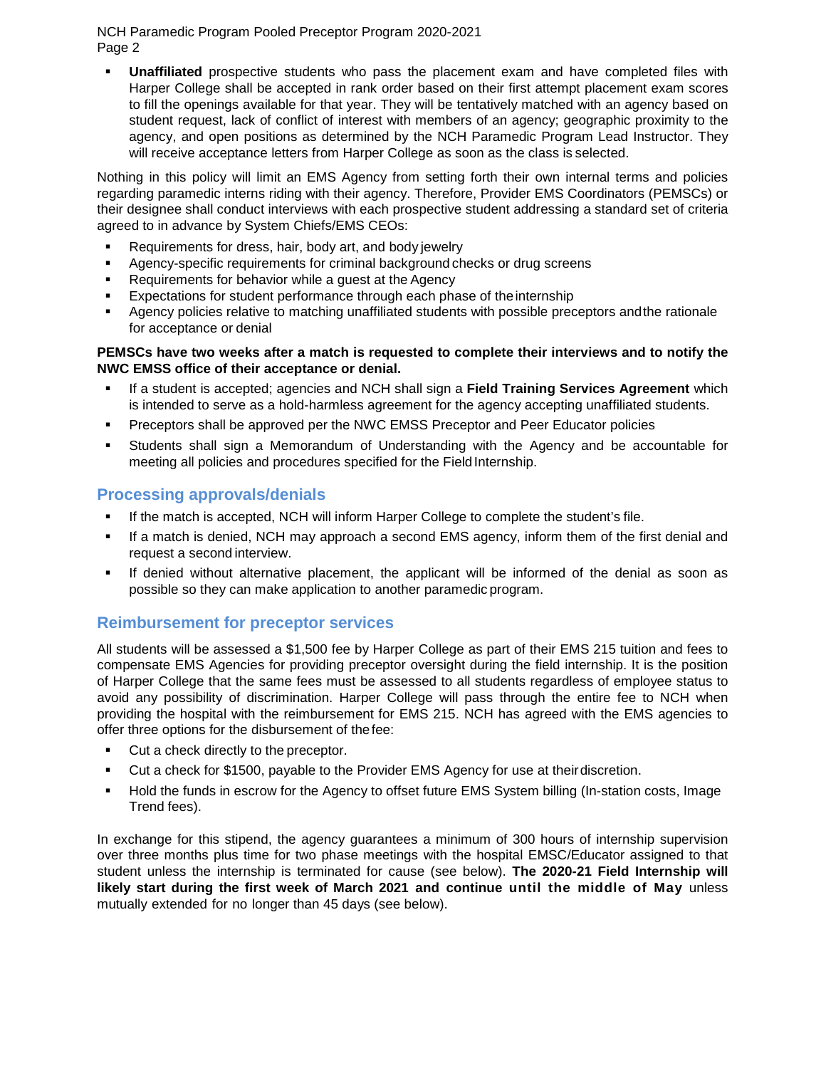- **Unaffiliated** prospective students who pass the placement exam and have completed files with Harper College shall be accepted in rank order based on their first attempt placement exam scores to fill the openings available for that year. They will be tentatively matched with an agency based on student request, lack of conflict of interest with members of an agency; geographic proximity to the agency, and open positions as determined by the NCH Paramedic Program Lead Instructor. They will receive acceptance letters from Harper College as soon as the class is selected.

Nothing in this policy will limit an EMS Agency from setting forth their own internal terms and policies regarding paramedic interns riding with their agency. Therefore, Provider EMS Coordinators (PEMSCs) or their designee shall conduct interviews with each prospective student addressing a standard set of criteria agreed to in advance by System Chiefs/EMS CEOs:

- Requirements for dress, hair, body art, and body jewelry
- Agency-specific requirements for criminal background checks or drug screens
- Requirements for behavior while a guest at the Agency
- Expectations for student performance through each phase of the internship
- Agency policies relative to matching unaffiliated students with possible preceptors and the rationale for acceptance or denial

**PEMSCs have two weeks after a match is requested to complete their interviews and to notify the NWC EMSS office of their acceptance or denial.**

- If a student is accepted; agencies and NCH shall sign a **Field Training Services Agreement** which is intended to serve as a hold-harmless agreement for the agency accepting unaffiliated students.
- Preceptors shall be approved per the NWC EMSS Preceptor and Peer Educator policies
- Students shall sign a Memorandum of Understanding with the Agency and be accountable for meeting all policies and procedures specified for the Field Internship.

## Processing approvals/denials

- If the match is accepted, NCH will inform Harper College to complete the student's file.
- If a match is denied, NCH may approach a second EMS agency, inform them of the first denial and request a second interview.
- If denied without alternative placement, the applicant will be informed of the denial as soon as possible so they can make application to another paramedic program.

## Reimbursement for preceptor services

All students will be assessed a $1,500 fee by Harper College as part of their EMS 215 tuition and fees to compensate EMS Agencies for providing preceptor oversight during the field internship. It is the position of Harper College that the same fees must be assessed to all students regardless of employee status to avoid any possibility of discrimination. Harper College will pass through the entire fee to NCH when providing the hospital with the reimbursement for EMS 215. NCH has agreed with the EMS agencies to offer three options for the disbursement of the fee:

- Cut a check directly to the preceptor.
- Cut a check for $1500, payable to the Provider EMS Agency for use at their discretion.
- Hold the funds in escrow for the Agency to offset future EMS System billing (In-station costs, Image Trend fees).

In exchange for this stipend, the agency guarantees a minimum of 300 hours of internship supervision over three months plus time for two phase meetings with the hospital EMSC/Educator assigned to that student unless the internship is terminated for cause (see below). **The 2020-21 Field Internship will likely start during the first week of March 2021 and continue until the middle of May** unless mutually extended for no longer than 45 days (see below).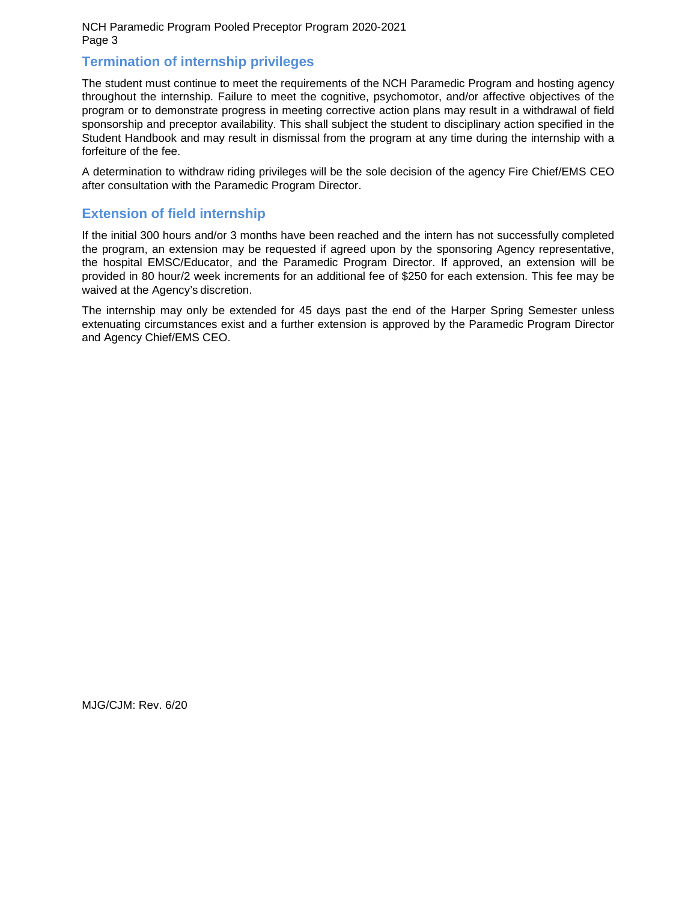## Termination of internship privileges

The student must continue to meet the requirements of the NCH Paramedic Program and hosting agency throughout the internship. Failure to meet the cognitive, psychomotor, and/or affective objectives of the program or to demonstrate progress in meeting corrective action plans may result in a withdrawal of field sponsorship and preceptor availability. This shall subject the student to disciplinary action specified in the Student Handbook and may result in dismissal from the program at any time during the internship with a forfeiture of the fee.

A determination to withdraw riding privileges will be the sole decision of the agency Fire Chief/EMS CEO after consultation with the Paramedic Program Director.

## Extension of field internship

If the initial 300 hours and/or 3 months have been reached and the intern has not successfully completed the program, an extension may be requested if agreed upon by the sponsoring Agency representative, the hospital EMSC/Educator, and the Paramedic Program Director. If approved, an extension will be provided in 80 hour/2 week increments for an additional fee of $250 for each extension. This fee may be waived at the Agency's discretion.

The internship may only be extended for 45 days past the end of the Harper Spring Semester unless extenuating circumstances exist and a further extension is approved by the Paramedic Program Director and Agency Chief/EMS CEO.

MJG/CJM: Rev. 6/20